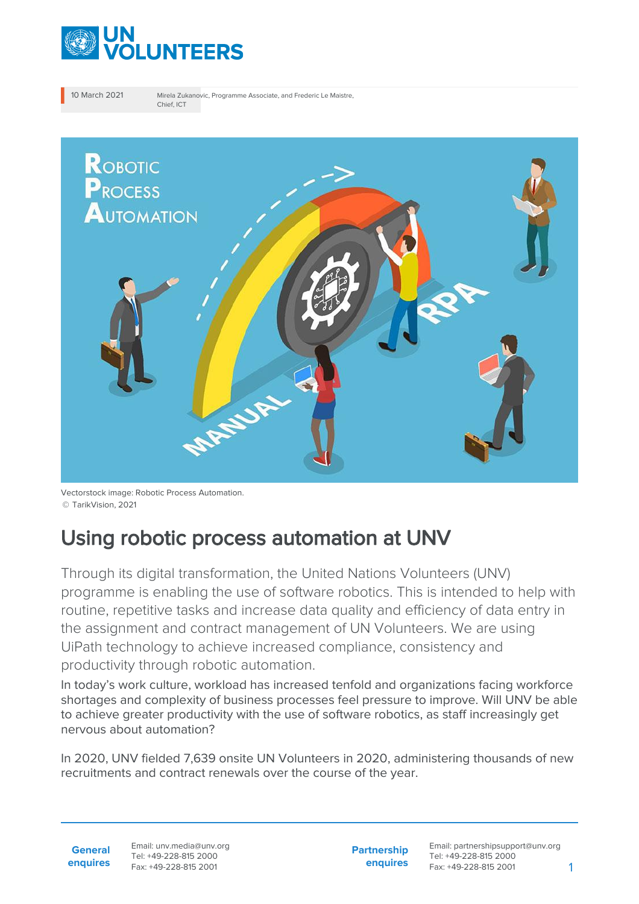10 March 2021

Mirela Zukanovic, Programme Associate, and Frederic Le Maistre, Chief, ICT

Vectorstock image: Robotic Process Automation.
© TarikVision, 2021

# Using robotic process automation at UNV

Through its digital transformation, the United Nations Volunteers (UNV) programme is enabling the use of software robotics. This is intended to help with routine, repetitive tasks and increase data quality and efficiency of data entry in the assignment and contract management of UN Volunteers. We are using UiPath technology to achieve increased compliance, consistency and productivity through robotic automation.

In today's work culture, workload has increased tenfold and organizations facing workforce shortages and complexity of business processes feel pressure to improve. Will UNV be able to achieve greater productivity with the use of software robotics, as staff increasingly get nervous about automation?

In 2020, UNV fielded 7,639 onsite UN Volunteers in 2020, administering thousands of new recruitments and contract renewals over the course of the year.

**General enquires** Email: unv.media@unv.org Tel: +49-228-815 2000 Fax: +49-228-815 2001

**Partnership enquires** Email: partnershipsupport@unv.org Tel: +49-228-815 2000 Fax: +49-228-815 2001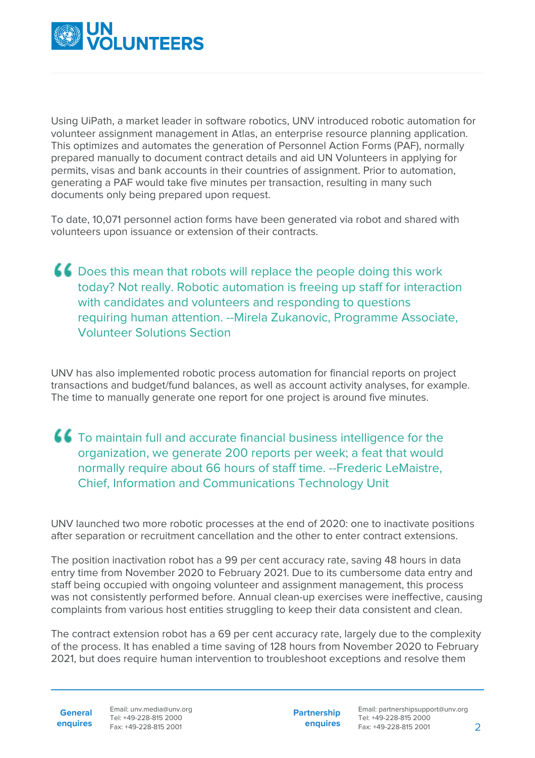Using UiPath, a market leader in software robotics, UNV introduced robotic automation for volunteer assignment management in Atlas, an enterprise resource planning application. This optimizes and automates the generation of Personnel Action Forms (PAF), normally prepared manually to document contract details and aid UN Volunteers in applying for permits, visas and bank accounts in their countries of assignment. Prior to automation, generating a PAF would take five minutes per transaction, resulting in many such documents only being prepared upon request.

To date, 10,071 personnel action forms have been generated via robot and shared with volunteers upon issuance or extension of their contracts.

> Does this mean that robots will replace the people doing this work today? Not really. Robotic automation is freeing up staff for interaction with candidates and volunteers and responding to questions requiring human attention. --Mirela Zukanovic, Programme Associate, Volunteer Solutions Section

UNV has also implemented robotic process automation for financial reports on project transactions and budget/fund balances, as well as account activity analyses, for example. The time to manually generate one report for one project is around five minutes.

> To maintain full and accurate financial business intelligence for the organization, we generate 200 reports per week; a feat that would normally require about 66 hours of staff time. --Frederic LeMaistre, Chief, Information and Communications Technology Unit

UNV launched two more robotic processes at the end of 2020: one to inactivate positions after separation or recruitment cancellation and the other to enter contract extensions.

The position inactivation robot has a 99 per cent accuracy rate, saving 48 hours in data entry time from November 2020 to February 2021. Due to its cumbersome data entry and staff being occupied with ongoing volunteer and assignment management, this process was not consistently performed before. Annual clean-up exercises were ineffective, causing complaints from various host entities struggling to keep their data consistent and clean.

The contract extension robot has a 69 per cent accuracy rate, largely due to the complexity of the process. It has enabled a time saving of 128 hours from November 2020 to February 2021, but does require human intervention to troubleshoot exceptions and resolve them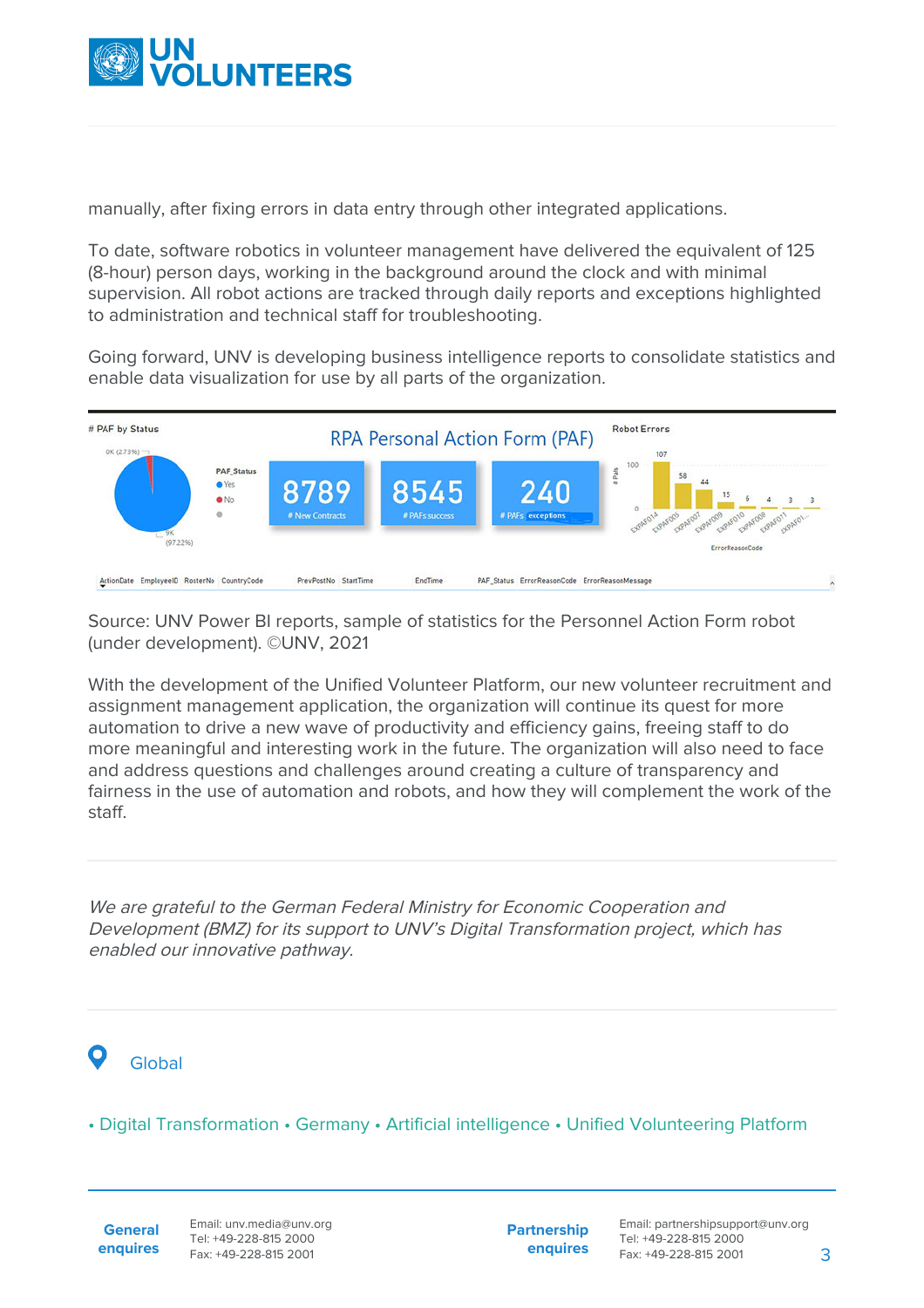manually, after fixing errors in data entry through other integrated applications.

To date, software robotics in volunteer management have delivered the equivalent of 125 (8-hour) person days, working in the background around the clock and with minimal supervision. All robot actions are tracked through daily reports and exceptions highlighted to administration and technical staff for troubleshooting.

Going forward, UNV is developing business intelligence reports to consolidate statistics and enable data visualization for use by all parts of the organization.

Source: UNV Power BI reports, sample of statistics for the Personnel Action Form robot (under development). ©UNV, 2021

With the development of the Unified Volunteer Platform, our new volunteer recruitment and assignment management application, the organization will continue its quest for more automation to drive a new wave of productivity and efficiency gains, freeing staff to do more meaningful and interesting work in the future. The organization will also need to face and address questions and challenges around creating a culture of transparency and fairness in the use of automation and robots, and how they will complement the work of the staff.

*We are grateful to the German Federal Ministry for Economic Cooperation and Development (BMZ) for its support to UNV's Digital Transformation project, which has enabled our innovative pathway.*

Global

• Digital Transformation • Germany • Artificial intelligence • Unified Volunteering Platform

**General enquires** Email: unv.media@unv.org Tel: +49-228-815 2000 Fax: +49-228-815 2001

**Partnership enquires** Email: partnershipsupport@unv.org Tel: +49-228-815 2000 Fax: +49-228-815 2001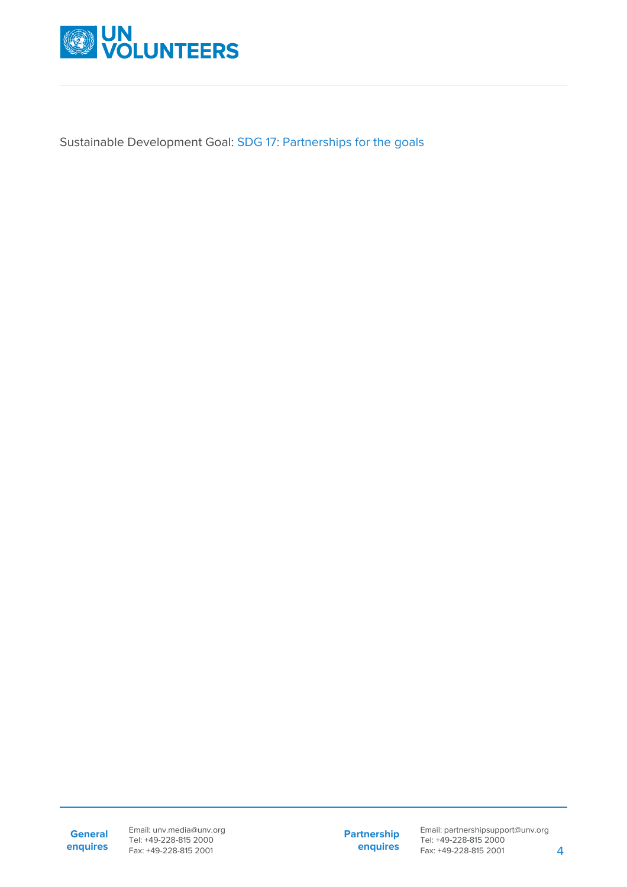Sustainable Development Goal: SDG 17: Partnerships for the goals